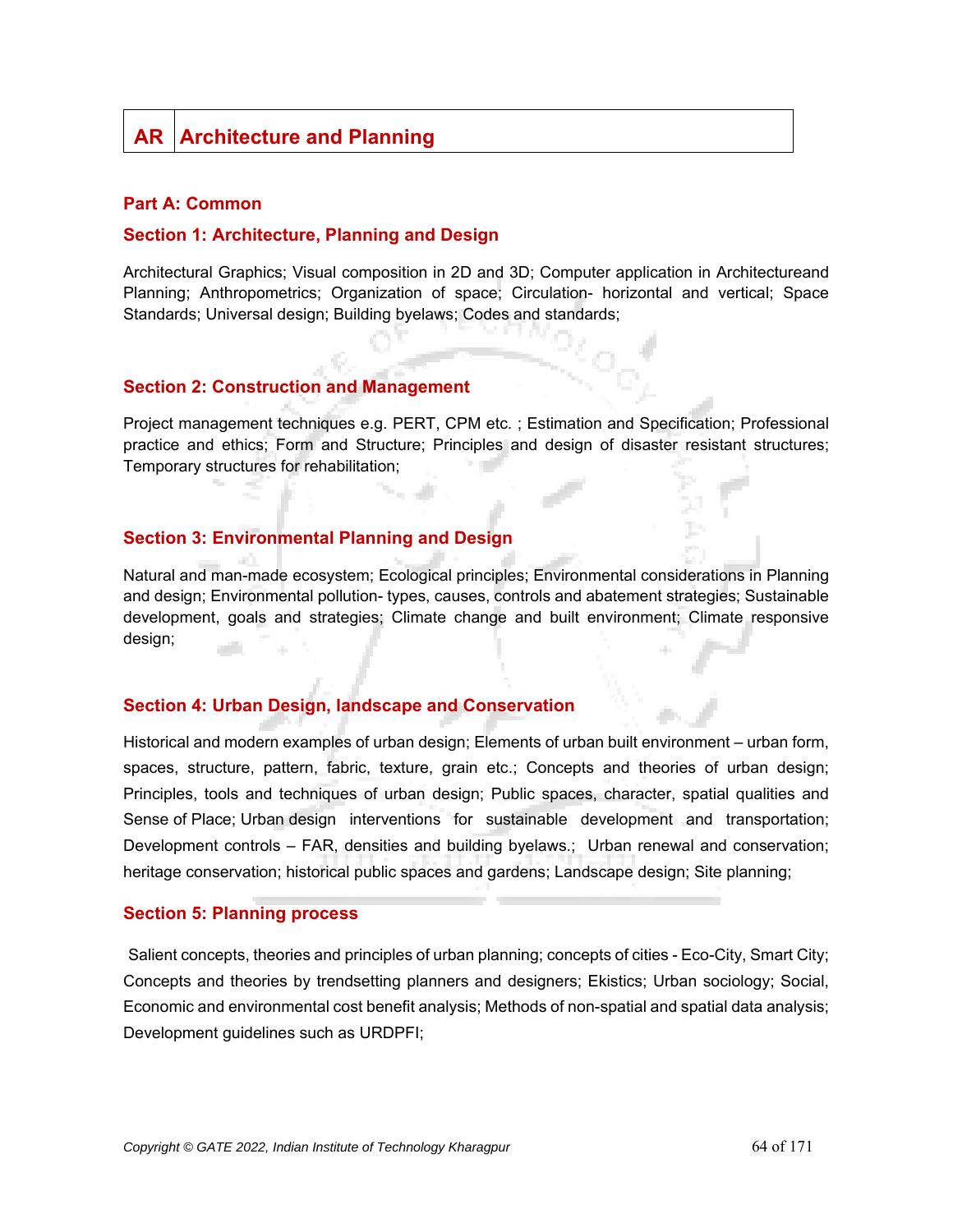# AR Architecture and Planning

## Part A: Common

### Section 1: Architecture, Planning and Design

Architectural Graphics; Visual composition in 2D and 3D; Computer application in Architectureand Planning; Anthropometrics; Organization of space; Circulation- horizontal and vertical; Space Standards; Universal design; Building byelaws; Codes and standards;

### Section 2: Construction and Management

Project management techniques e.g. PERT, CPM etc. ; Estimation and Specification; Professional practice and ethics; Form and Structure; Principles and design of disaster resistant structures; Temporary structures for rehabilitation;

### Section 3: Environmental Planning and Design

Natural and man-made ecosystem; Ecological principles; Environmental considerations in Planning and design; Environmental pollution- types, causes, controls and abatement strategies; Sustainable development, goals and strategies; Climate change and built environment; Climate responsive design;

### Section 4: Urban Design, landscape and Conservation

Historical and modern examples of urban design; Elements of urban built environment – urban form, spaces, structure, pattern, fabric, texture, grain etc.; Concepts and theories of urban design; Principles, tools and techniques of urban design; Public spaces, character, spatial qualities and Sense of Place; Urban design interventions for sustainable development and transportation; Development controls – FAR, densities and building byelaws.; Urban renewal and conservation; heritage conservation; historical public spaces and gardens; Landscape design; Site planning;

### Section 5: Planning process

Salient concepts, theories and principles of urban planning; concepts of cities - Eco-City, Smart City; Concepts and theories by trendsetting planners and designers; Ekistics; Urban sociology; Social, Economic and environmental cost benefit analysis; Methods of non-spatial and spatial data analysis; Development guidelines such as URDPFI;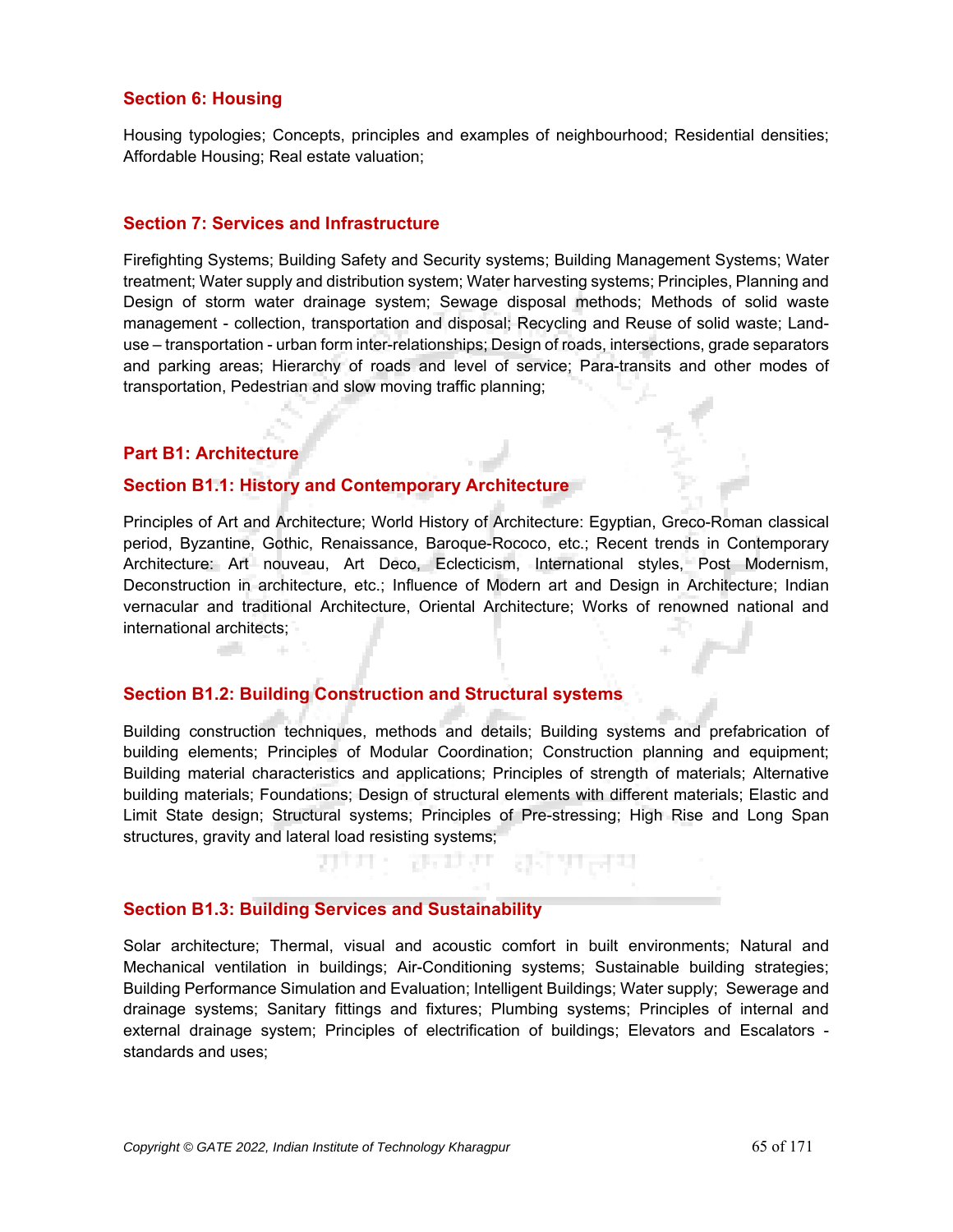## Section 6: Housing

Housing typologies; Concepts, principles and examples of neighbourhood; Residential densities; Affordable Housing; Real estate valuation;

## Section 7: Services and Infrastructure

Firefighting Systems; Building Safety and Security systems; Building Management Systems; Water treatment; Water supply and distribution system; Water harvesting systems; Principles, Planning and Design of storm water drainage system; Sewage disposal methods; Methods of solid waste management - collection, transportation and disposal; Recycling and Reuse of solid waste; Land-use – transportation - urban form inter-relationships; Design of roads, intersections, grade separators and parking areas; Hierarchy of roads and level of service; Para-transits and other modes of transportation, Pedestrian and slow moving traffic planning;

# Part B1: Architecture

## Section B1.1: History and Contemporary Architecture

Principles of Art and Architecture; World History of Architecture: Egyptian, Greco-Roman classical period, Byzantine, Gothic, Renaissance, Baroque-Rococo, etc.; Recent trends in Contemporary Architecture: Art nouveau, Art Deco, Eclecticism, International styles, Post Modernism, Deconstruction in architecture, etc.; Influence of Modern art and Design in Architecture; Indian vernacular and traditional Architecture, Oriental Architecture; Works of renowned national and international architects;

## Section B1.2: Building Construction and Structural systems

Building construction techniques, methods and details; Building systems and prefabrication of building elements; Principles of Modular Coordination; Construction planning and equipment; Building material characteristics and applications; Principles of strength of materials; Alternative building materials; Foundations; Design of structural elements with different materials; Elastic and Limit State design; Structural systems; Principles of Pre-stressing; High Rise and Long Span structures, gravity and lateral load resisting systems;

## Section B1.3: Building Services and Sustainability

Solar architecture; Thermal, visual and acoustic comfort in built environments; Natural and Mechanical ventilation in buildings; Air-Conditioning systems; Sustainable building strategies; Building Performance Simulation and Evaluation; Intelligent Buildings; Water supply; Sewerage and drainage systems; Sanitary fittings and fixtures; Plumbing systems; Principles of internal and external drainage system; Principles of electrification of buildings; Elevators and Escalators - standards and uses;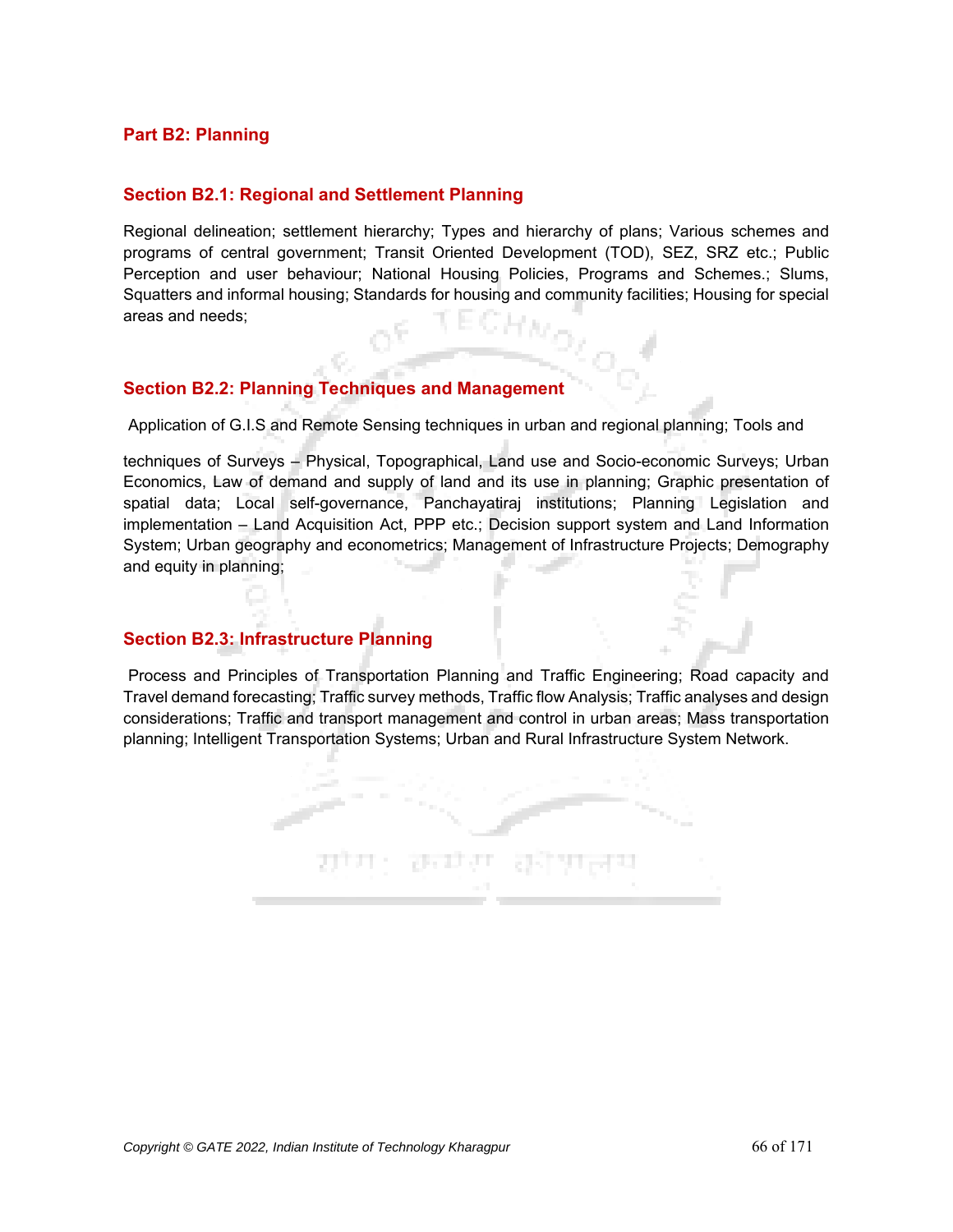## Part B2: Planning

### Section B2.1: Regional and Settlement Planning

Regional delineation; settlement hierarchy; Types and hierarchy of plans; Various schemes and programs of central government; Transit Oriented Development (TOD), SEZ, SRZ etc.; Public Perception and user behaviour; National Housing Policies, Programs and Schemes.; Slums, Squatters and informal housing; Standards for housing and community facilities; Housing for special areas and needs;

### Section B2.2: Planning Techniques and Management

Application of G.I.S and Remote Sensing techniques in urban and regional planning; Tools and

techniques of Surveys – Physical, Topographical, Land use and Socio-economic Surveys; Urban Economics, Law of demand and supply of land and its use in planning; Graphic presentation of spatial data; Local self-governance, Panchayatiraj institutions; Planning Legislation and implementation – Land Acquisition Act, PPP etc.; Decision support system and Land Information System; Urban geography and econometrics; Management of Infrastructure Projects; Demography and equity in planning;

### Section B2.3: Infrastructure Planning

Process and Principles of Transportation Planning and Traffic Engineering; Road capacity and Travel demand forecasting; Traffic survey methods, Traffic flow Analysis; Traffic analyses and design considerations; Traffic and transport management and control in urban areas; Mass transportation planning; Intelligent Transportation Systems; Urban and Rural Infrastructure System Network.